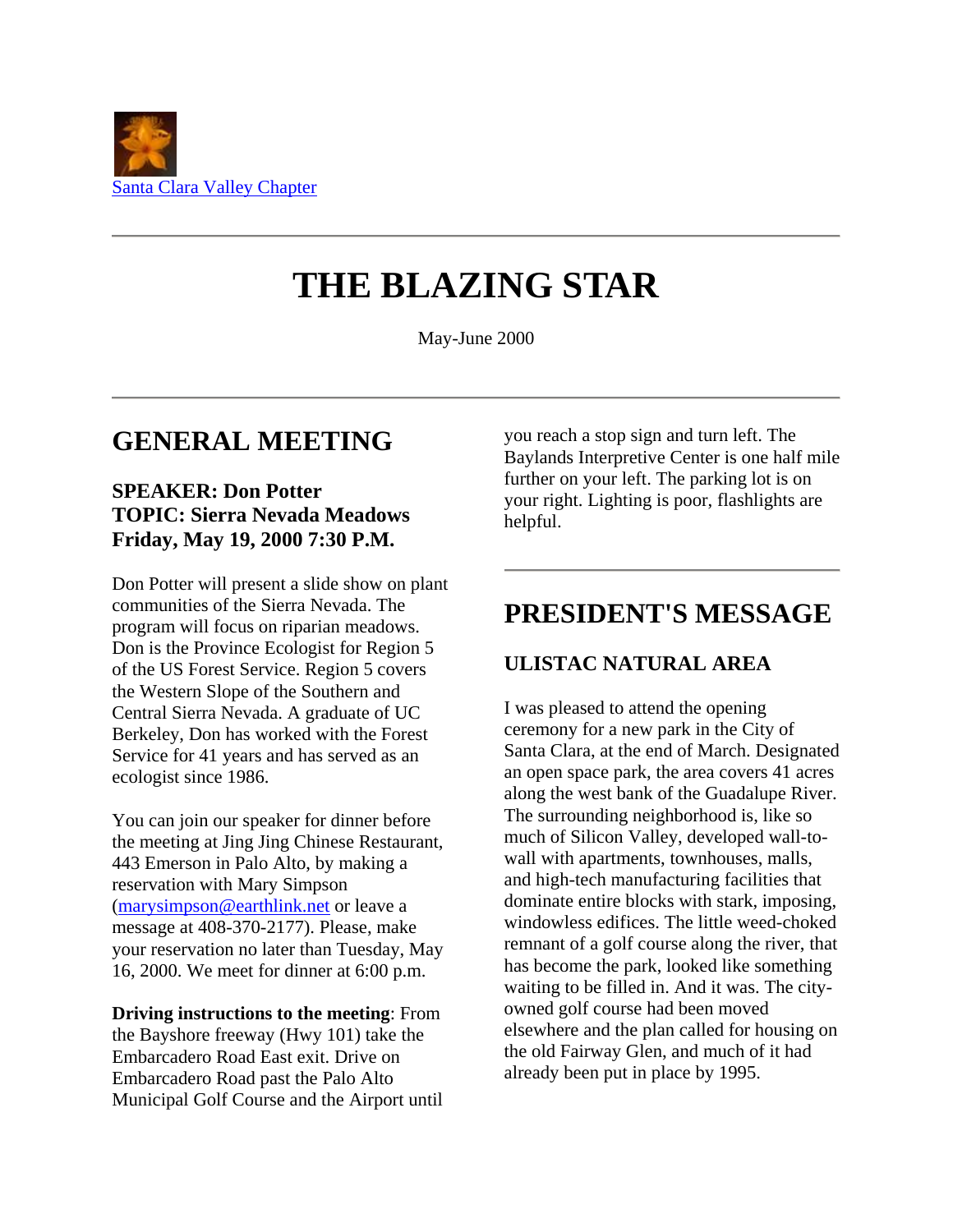Santa Clara Valley Chapter

---

# THE BLAZING STAR

May-June 2000

---

## GENERAL MEETING

### SPEAKER: Don Potter
### TOPIC: Sierra Nevada Meadows
### Friday, May 19, 2000 7:30 P.M.

Don Potter will present a slide show on plant communities of the Sierra Nevada. The program will focus on riparian meadows. Don is the Province Ecologist for Region 5 of the US Forest Service. Region 5 covers the Western Slope of the Southern and Central Sierra Nevada. A graduate of UC Berkeley, Don has worked with the Forest Service for 41 years and has served as an ecologist since 1986.

You can join our speaker for dinner before the meeting at Jing Jing Chinese Restaurant, 443 Emerson in Palo Alto, by making a reservation with Mary Simpson (marysimpson@earthlink.net or leave a message at 408-370-2177). Please, make your reservation no later than Tuesday, May 16, 2000. We meet for dinner at 6:00 p.m.

**Driving instructions to the meeting**: From the Bayshore freeway (Hwy 101) take the Embarcadero Road East exit. Drive on Embarcadero Road past the Palo Alto Municipal Golf Course and the Airport until you reach a stop sign and turn left. The Baylands Interpretive Center is one half mile further on your left. The parking lot is on your right. Lighting is poor, flashlights are helpful.

---

## PRESIDENT'S MESSAGE

### ULISTAC NATURAL AREA

I was pleased to attend the opening ceremony for a new park in the City of Santa Clara, at the end of March. Designated an open space park, the area covers 41 acres along the west bank of the Guadalupe River. The surrounding neighborhood is, like so much of Silicon Valley, developed wall-to-wall with apartments, townhouses, malls, and high-tech manufacturing facilities that dominate entire blocks with stark, imposing, windowless edifices. The little weed-choked remnant of a golf course along the river, that has become the park, looked like something waiting to be filled in. And it was. The city-owned golf course had been moved elsewhere and the plan called for housing on the old Fairway Glen, and much of it had already been put in place by 1995.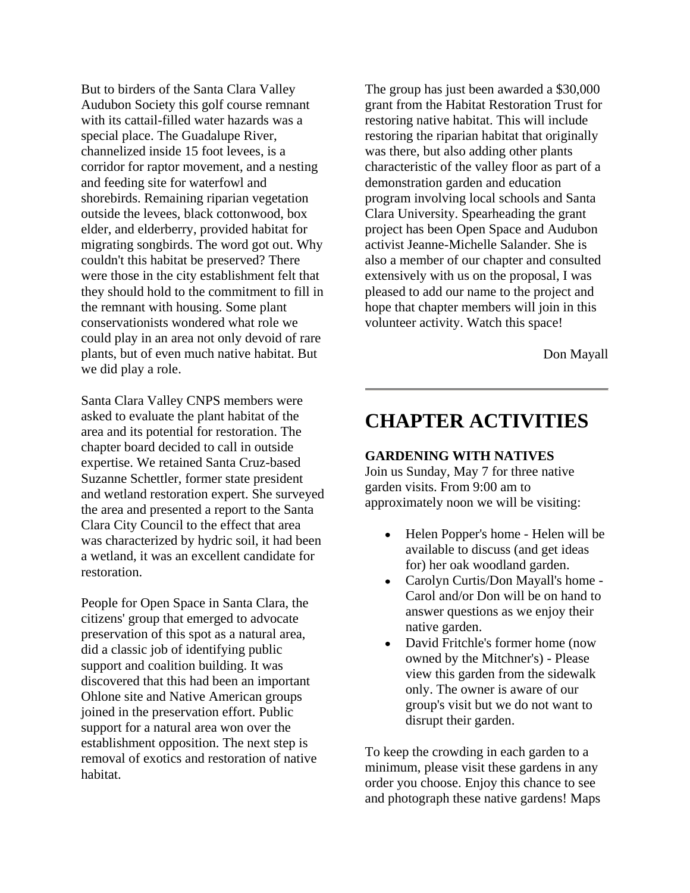But to birders of the Santa Clara Valley Audubon Society this golf course remnant with its cattail-filled water hazards was a special place. The Guadalupe River, channelized inside 15 foot levees, is a corridor for raptor movement, and a nesting and feeding site for waterfowl and shorebirds. Remaining riparian vegetation outside the levees, black cottonwood, box elder, and elderberry, provided habitat for migrating songbirds. The word got out. Why couldn't this habitat be preserved? There were those in the city establishment felt that they should hold to the commitment to fill in the remnant with housing. Some plant conservationists wondered what role we could play in an area not only devoid of rare plants, but of even much native habitat. But we did play a role.

Santa Clara Valley CNPS members were asked to evaluate the plant habitat of the area and its potential for restoration. The chapter board decided to call in outside expertise. We retained Santa Cruz-based Suzanne Schettler, former state president and wetland restoration expert. She surveyed the area and presented a report to the Santa Clara City Council to the effect that area was characterized by hydric soil, it had been a wetland, it was an excellent candidate for restoration.

People for Open Space in Santa Clara, the citizens' group that emerged to advocate preservation of this spot as a natural area, did a classic job of identifying public support and coalition building. It was discovered that this had been an important Ohlone site and Native American groups joined in the preservation effort. Public support for a natural area won over the establishment opposition. The next step is removal of exotics and restoration of native habitat.

The group has just been awarded a $30,000 grant from the Habitat Restoration Trust for restoring native habitat. This will include restoring the riparian habitat that originally was there, but also adding other plants characteristic of the valley floor as part of a demonstration garden and education program involving local schools and Santa Clara University. Spearheading the grant project has been Open Space and Audubon activist Jeanne-Michelle Salander. She is also a member of our chapter and consulted extensively with us on the proposal, I was pleased to add our name to the project and hope that chapter members will join in this volunteer activity. Watch this space!

Don Mayall

---

# CHAPTER ACTIVITIES

**GARDENING WITH NATIVES**
Join us Sunday, May 7 for three native garden visits. From 9:00 am to approximately noon we will be visiting:

- Helen Popper's home - Helen will be available to discuss (and get ideas for) her oak woodland garden.
- Carolyn Curtis/Don Mayall's home - Carol and/or Don will be on hand to answer questions as we enjoy their native garden.
- David Fritchle's former home (now owned by the Mitchner's) - Please view this garden from the sidewalk only. The owner is aware of our group's visit but we do not want to disrupt their garden.

To keep the crowding in each garden to a minimum, please visit these gardens in any order you choose. Enjoy this chance to see and photograph these native gardens! Maps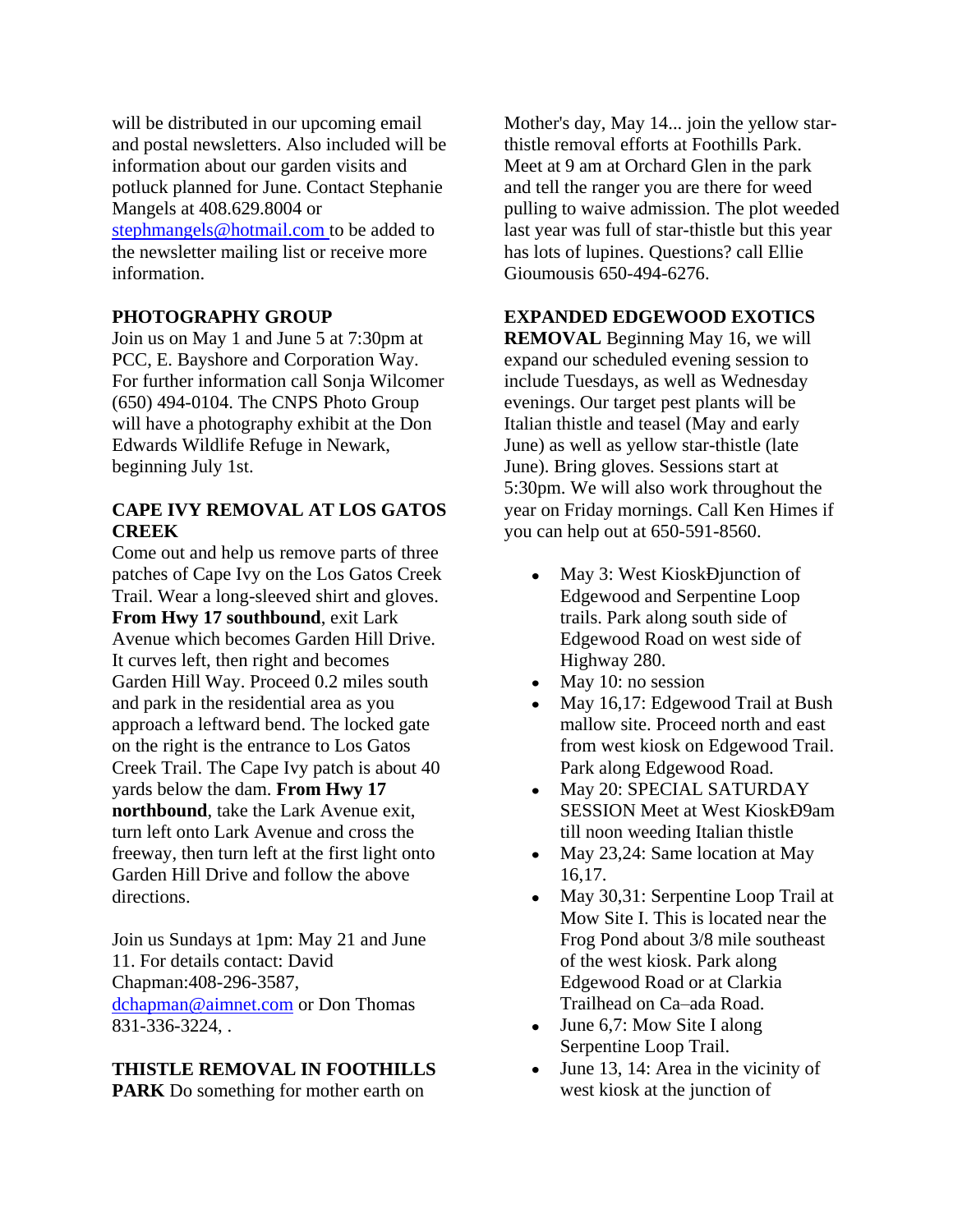will be distributed in our upcoming email and postal newsletters. Also included will be information about our garden visits and potluck planned for June. Contact Stephanie Mangels at 408.629.8004 or stephmangels@hotmail.com to be added to the newsletter mailing list or receive more information.

**PHOTOGRAPHY GROUP**

Join us on May 1 and June 5 at 7:30pm at PCC, E. Bayshore and Corporation Way. For further information call Sonja Wilcomer (650) 494-0104. The CNPS Photo Group will have a photography exhibit at the Don Edwards Wildlife Refuge in Newark, beginning July 1st.

**CAPE IVY REMOVAL AT LOS GATOS CREEK**

Come out and help us remove parts of three patches of Cape Ivy on the Los Gatos Creek Trail. Wear a long-sleeved shirt and gloves. **From Hwy 17 southbound**, exit Lark Avenue which becomes Garden Hill Drive. It curves left, then right and becomes Garden Hill Way. Proceed 0.2 miles south and park in the residential area as you approach a leftward bend. The locked gate on the right is the entrance to Los Gatos Creek Trail. The Cape Ivy patch is about 40 yards below the dam. **From Hwy 17 northbound**, take the Lark Avenue exit, turn left onto Lark Avenue and cross the freeway, then turn left at the first light onto Garden Hill Drive and follow the above directions.

Join us Sundays at 1pm: May 21 and June 11. For details contact: David Chapman:408-296-3587, dchapman@aimnet.com or Don Thomas 831-336-3224, .

**THISTLE REMOVAL IN FOOTHILLS PARK** Do something for mother earth on Mother's day, May 14... join the yellow star-thistle removal efforts at Foothills Park. Meet at 9 am at Orchard Glen in the park and tell the ranger you are there for weed pulling to waive admission. The plot weeded last year was full of star-thistle but this year has lots of lupines. Questions? call Ellie Gioumousis 650-494-6276.

**EXPANDED EDGEWOOD EXOTICS REMOVAL** Beginning May 16, we will expand our scheduled evening session to include Tuesdays, as well as Wednesday evenings. Our target pest plants will be Italian thistle and teasel (May and early June) as well as yellow star-thistle (late June). Bring gloves. Sessions start at 5:30pm. We will also work throughout the year on Friday mornings. Call Ken Himes if you can help out at 650-591-8560.

- May 3: West KioskÐjunction of Edgewood and Serpentine Loop trails. Park along south side of Edgewood Road on west side of Highway 280.
- May 10: no session
- May 16,17: Edgewood Trail at Bush mallow site. Proceed north and east from west kiosk on Edgewood Trail. Park along Edgewood Road.
- May 20: SPECIAL SATURDAY SESSION Meet at West KioskÐ9am till noon weeding Italian thistle
- May 23,24: Same location at May 16,17.
- May 30,31: Serpentine Loop Trail at Mow Site I. This is located near the Frog Pond about 3/8 mile southeast of the west kiosk. Park along Edgewood Road or at Clarkia Trailhead on Ca–ada Road.
- June 6,7: Mow Site I along Serpentine Loop Trail.
- June 13, 14: Area in the vicinity of west kiosk at the junction of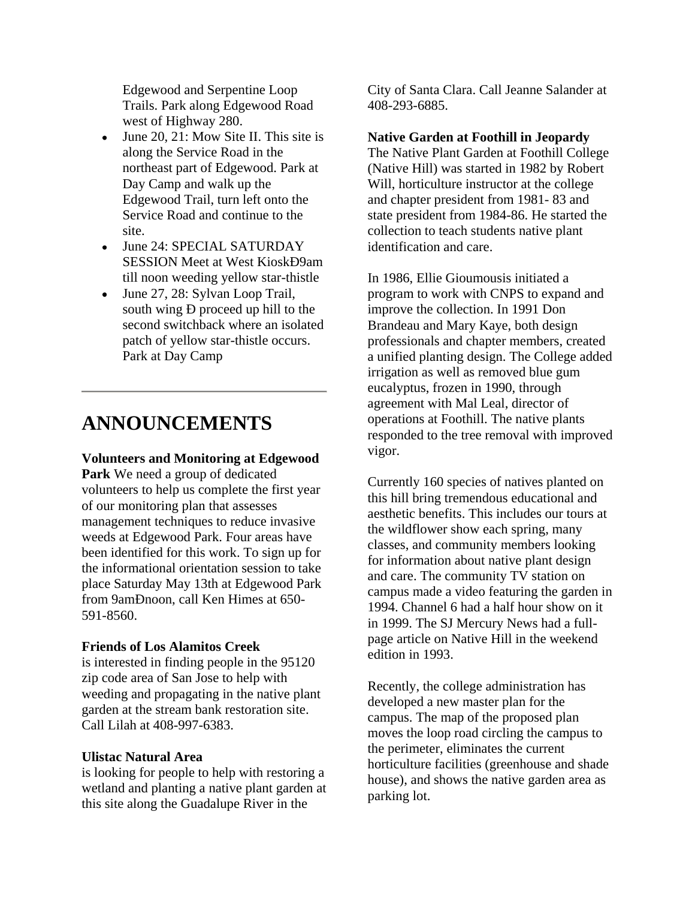Edgewood and Serpentine Loop Trails. Park along Edgewood Road west of Highway 280.

- June 20, 21: Mow Site II. This site is along the Service Road in the northeast part of Edgewood. Park at Day Camp and walk up the Edgewood Trail, turn left onto the Service Road and continue to the site.
- June 24: SPECIAL SATURDAY SESSION Meet at West KioskÐ9am till noon weeding yellow star-thistle
- June 27, 28: Sylvan Loop Trail, south wing Ð proceed up hill to the second switchback where an isolated patch of yellow star-thistle occurs. Park at Day Camp

---

# ANNOUNCEMENTS

**Volunteers and Monitoring at Edgewood Park** We need a group of dedicated volunteers to help us complete the first year of our monitoring plan that assesses management techniques to reduce invasive weeds at Edgewood Park. Four areas have been identified for this work. To sign up for the informational orientation session to take place Saturday May 13th at Edgewood Park from 9amÐnoon, call Ken Himes at 650-591-8560.

**Friends of Los Alamitos Creek**
is interested in finding people in the 95120 zip code area of San Jose to help with weeding and propagating in the native plant garden at the stream bank restoration site. Call Lilah at 408-997-6383.

**Ulistac Natural Area**
is looking for people to help with restoring a wetland and planting a native plant garden at this site along the Guadalupe River in the City of Santa Clara. Call Jeanne Salander at 408-293-6885.

**Native Garden at Foothill in Jeopardy**
The Native Plant Garden at Foothill College (Native Hill) was started in 1982 by Robert Will, horticulture instructor at the college and chapter president from 1981- 83 and state president from 1984-86. He started the collection to teach students native plant identification and care.

In 1986, Ellie Gioumousis initiated a program to work with CNPS to expand and improve the collection. In 1991 Don Brandeau and Mary Kaye, both design professionals and chapter members, created a unified planting design. The College added irrigation as well as removed blue gum eucalyptus, frozen in 1990, through agreement with Mal Leal, director of operations at Foothill. The native plants responded to the tree removal with improved vigor.

Currently 160 species of natives planted on this hill bring tremendous educational and aesthetic benefits. This includes our tours at the wildflower show each spring, many classes, and community members looking for information about native plant design and care. The community TV station on campus made a video featuring the garden in 1994. Channel 6 had a half hour show on it in 1999. The SJ Mercury News had a full-page article on Native Hill in the weekend edition in 1993.

Recently, the college administration has developed a new master plan for the campus. The map of the proposed plan moves the loop road circling the campus to the perimeter, eliminates the current horticulture facilities (greenhouse and shade house), and shows the native garden area as parking lot.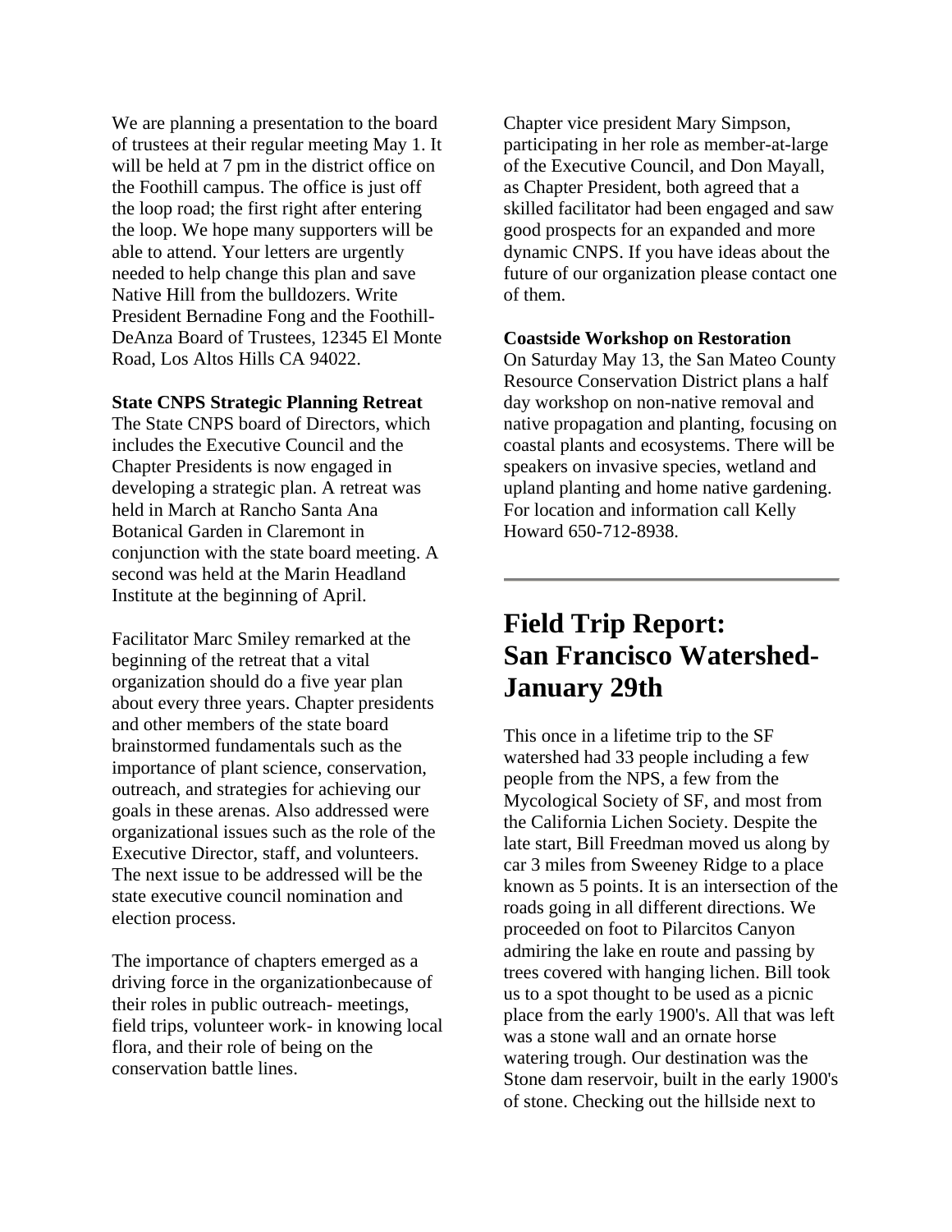We are planning a presentation to the board of trustees at their regular meeting May 1. It will be held at 7 pm in the district office on the Foothill campus. The office is just off the loop road; the first right after entering the loop. We hope many supporters will be able to attend. Your letters are urgently needed to help change this plan and save Native Hill from the bulldozers. Write President Bernadine Fong and the Foothill-DeAnza Board of Trustees, 12345 El Monte Road, Los Altos Hills CA 94022.

**State CNPS Strategic Planning Retreat**

The State CNPS board of Directors, which includes the Executive Council and the Chapter Presidents is now engaged in developing a strategic plan. A retreat was held in March at Rancho Santa Ana Botanical Garden in Claremont in conjunction with the state board meeting. A second was held at the Marin Headland Institute at the beginning of April.

Facilitator Marc Smiley remarked at the beginning of the retreat that a vital organization should do a five year plan about every three years. Chapter presidents and other members of the state board brainstormed fundamentals such as the importance of plant science, conservation, outreach, and strategies for achieving our goals in these arenas. Also addressed were organizational issues such as the role of the Executive Director, staff, and volunteers. The next issue to be addressed will be the state executive council nomination and election process.

The importance of chapters emerged as a driving force in the organizationbecause of their roles in public outreach- meetings, field trips, volunteer work- in knowing local flora, and their role of being on the conservation battle lines.

Chapter vice president Mary Simpson, participating in her role as member-at-large of the Executive Council, and Don Mayall, as Chapter President, both agreed that a skilled facilitator had been engaged and saw good prospects for an expanded and more dynamic CNPS. If you have ideas about the future of our organization please contact one of them.

**Coastside Workshop on Restoration**

On Saturday May 13, the San Mateo County Resource Conservation District plans a half day workshop on non-native removal and native propagation and planting, focusing on coastal plants and ecosystems. There will be speakers on invasive species, wetland and upland planting and home native gardening. For location and information call Kelly Howard 650-712-8938.

---

# Field Trip Report: San Francisco Watershed- January 29th

This once in a lifetime trip to the SF watershed had 33 people including a few people from the NPS, a few from the Mycological Society of SF, and most from the California Lichen Society. Despite the late start, Bill Freedman moved us along by car 3 miles from Sweeney Ridge to a place known as 5 points. It is an intersection of the roads going in all different directions. We proceeded on foot to Pilarcitos Canyon admiring the lake en route and passing by trees covered with hanging lichen. Bill took us to a spot thought to be used as a picnic place from the early 1900's. All that was left was a stone wall and an ornate horse watering trough. Our destination was the Stone dam reservoir, built in the early 1900's of stone. Checking out the hillside next to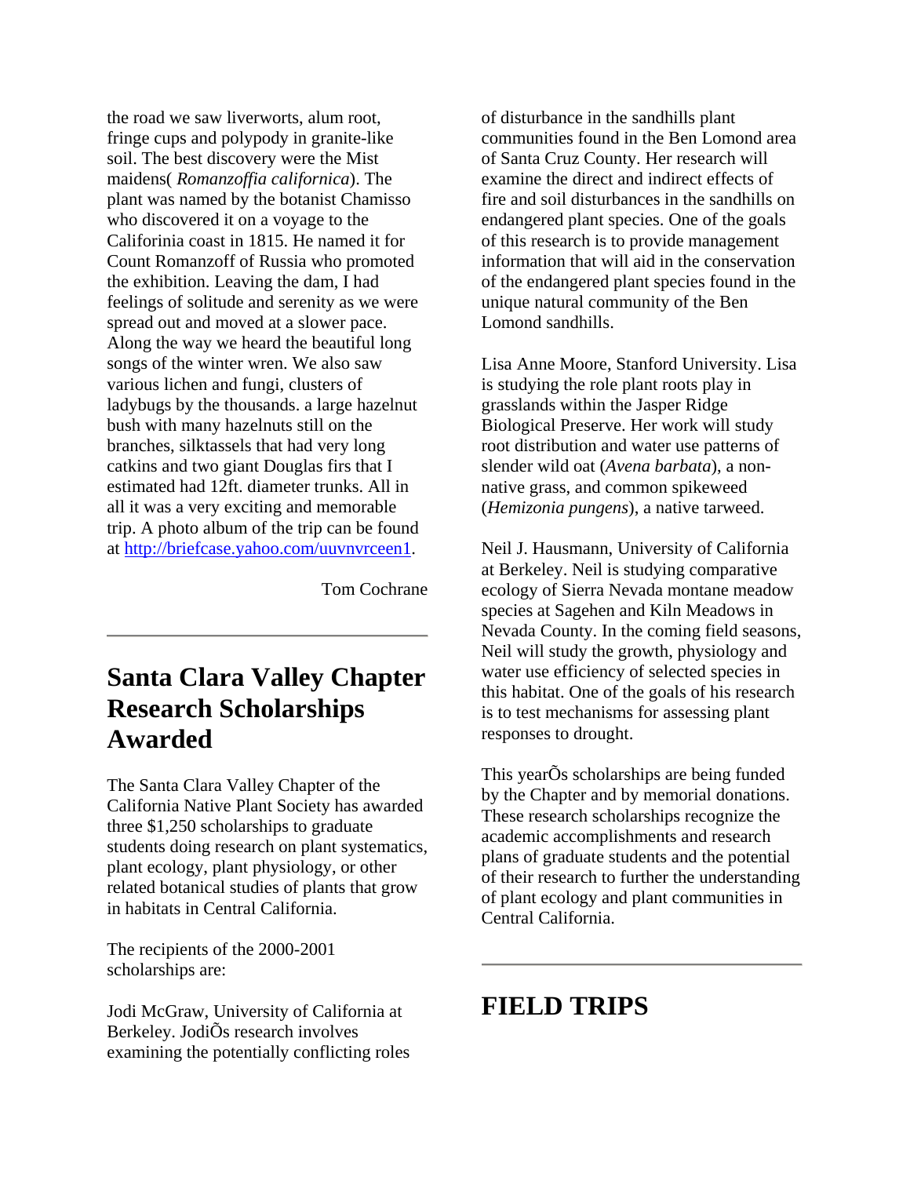the road we saw liverworts, alum root, fringe cups and polypody in granite-like soil. The best discovery were the Mist maidens( *Romanzoffia californica*). The plant was named by the botanist Chamisso who discovered it on a voyage to the Californinia coast in 1815. He named it for Count Romanzoff of Russia who promoted the exhibition. Leaving the dam, I had feelings of solitude and serenity as we were spread out and moved at a slower pace. Along the way we heard the beautiful long songs of the winter wren. We also saw various lichen and fungi, clusters of ladybugs by the thousands. a large hazelnut bush with many hazelnuts still on the branches, silktassels that had very long catkins and two giant Douglas firs that I estimated had 12ft. diameter trunks. All in all it was a very exciting and memorable trip. A photo album of the trip can be found at [http://briefcase.yahoo.com/uuvnvrceen1](http://briefcase.yahoo.com/uuvnvrceen1).

Tom Cochrane

---

## Santa Clara Valley Chapter Research Scholarships Awarded

The Santa Clara Valley Chapter of the California Native Plant Society has awarded three $1,250 scholarships to graduate students doing research on plant systematics, plant ecology, plant physiology, or other related botanical studies of plants that grow in habitats in Central California.

The recipients of the 2000-2001 scholarships are:

Jodi McGraw, University of California at Berkeley. JodiÕs research involves examining the potentially conflicting roles of disturbance in the sandhills plant communities found in the Ben Lomond area of Santa Cruz County. Her research will examine the direct and indirect effects of fire and soil disturbances in the sandhills on endangered plant species. One of the goals of this research is to provide management information that will aid in the conservation of the endangered plant species found in the unique natural community of the Ben Lomond sandhills.

Lisa Anne Moore, Stanford University. Lisa is studying the role plant roots play in grasslands within the Jasper Ridge Biological Preserve. Her work will study root distribution and water use patterns of slender wild oat (*Avena barbata*), a non-native grass, and common spikeweed (*Hemizonia pungens*), a native tarweed.

Neil J. Hausmann, University of California at Berkeley. Neil is studying comparative ecology of Sierra Nevada montane meadow species at Sagehen and Kiln Meadows in Nevada County. In the coming field seasons, Neil will study the growth, physiology and water use efficiency of selected species in this habitat. One of the goals of his research is to test mechanisms for assessing plant responses to drought.

This yearÕs scholarships are being funded by the Chapter and by memorial donations. These research scholarships recognize the academic accomplishments and research plans of graduate students and the potential of their research to further the understanding of plant ecology and plant communities in Central California.

---

## FIELD TRIPS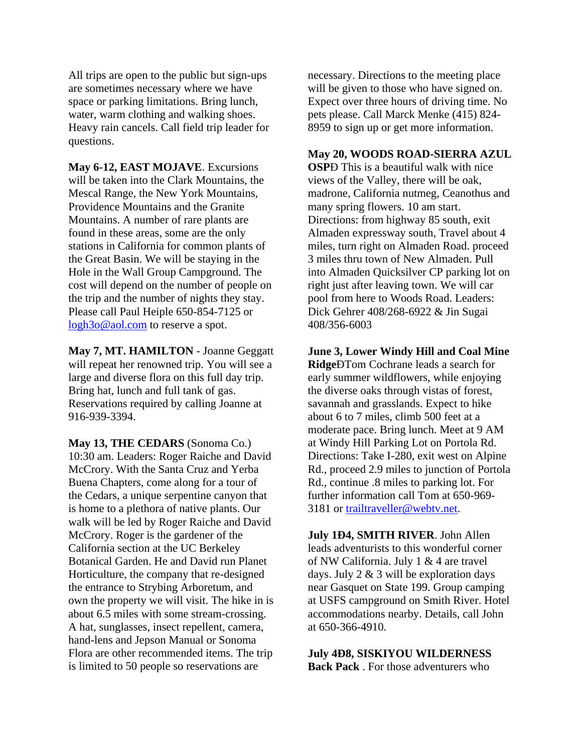All trips are open to the public but sign-ups are sometimes necessary where we have space or parking limitations. Bring lunch, water, warm clothing and walking shoes. Heavy rain cancels. Call field trip leader for questions.

**May 6-12, EAST MOJAVE**. Excursions will be taken into the Clark Mountains, the Mescal Range, the New York Mountains, Providence Mountains and the Granite Mountains. A number of rare plants are found in these areas, some are the only stations in California for common plants of the Great Basin. We will be staying in the Hole in the Wall Group Campground. The cost will depend on the number of people on the trip and the number of nights they stay. Please call Paul Heiple 650-854-7125 or logh3o@aol.com to reserve a spot.

**May 7, MT. HAMILTON** - Joanne Geggatt will repeat her renowned trip. You will see a large and diverse flora on this full day trip. Bring hat, lunch and full tank of gas. Reservations required by calling Joanne at 916-939-3394.

**May 13, THE CEDARS** (Sonoma Co.) 10:30 am. Leaders: Roger Raiche and David McCrory. With the Santa Cruz and Yerba Buena Chapters, come along for a tour of the Cedars, a unique serpentine canyon that is home to a plethora of native plants. Our walk will be led by Roger Raiche and David McCrory. Roger is the gardener of the California section at the UC Berkeley Botanical Garden. He and David run Planet Horticulture, the company that re-designed the entrance to Strybing Arboretum, and own the property we will visit. The hike in is about 6.5 miles with some stream-crossing. A hat, sunglasses, insect repellent, camera, hand-lens and Jepson Manual or Sonoma Flora are other recommended items. The trip is limited to 50 people so reservations are necessary. Directions to the meeting place will be given to those who have signed on. Expect over three hours of driving time. No pets please. Call Marck Menke (415) 824-8959 to sign up or get more information.

**May 20, WOODS ROAD-SIERRA AZUL OSPÐ** This is a beautiful walk with nice views of the Valley, there will be oak, madrone, California nutmeg, Ceanothus and many spring flowers. 10 am start. Directions: from highway 85 south, exit Almaden expressway south, Travel about 4 miles, turn right on Almaden Road. proceed 3 miles thru town of New Almaden. Pull into Almaden Quicksilver CP parking lot on right just after leaving town. We will car pool from here to Woods Road. Leaders: Dick Gehrer 408/268-6922 & Jin Sugai 408/356-6003

**June 3, Lower Windy Hill and Coal Mine Ridge**ÐTom Cochrane leads a search for early summer wildflowers, while enjoying the diverse oaks through vistas of forest, savannah and grasslands. Expect to hike about 6 to 7 miles, climb 500 feet at a moderate pace. Bring lunch. Meet at 9 AM at Windy Hill Parking Lot on Portola Rd. Directions: Take I-280, exit west on Alpine Rd., proceed 2.9 miles to junction of Portola Rd., continue .8 miles to parking lot. For further information call Tom at 650-969-3181 or trailtraveller@webtv.net.

**July 1Ð4, SMITH RIVER**. John Allen leads adventurists to this wonderful corner of NW California. July 1 & 4 are travel days. July 2 & 3 will be exploration days near Gasquet on State 199. Group camping at USFS campground on Smith River. Hotel accommodations nearby. Details, call John at 650-366-4910.

**July 4Ð8, SISKIYOU WILDERNESS Back Pack** . For those adventurers who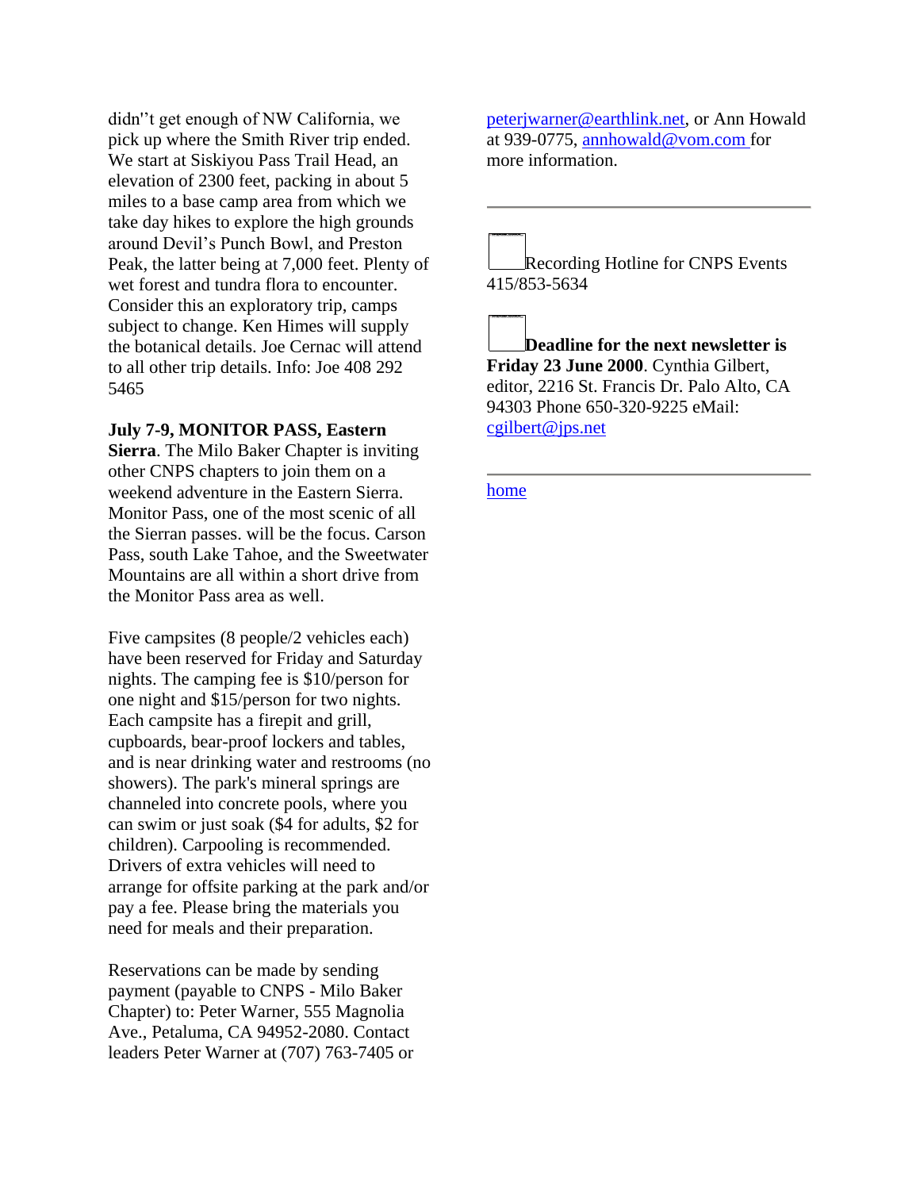didn''t get enough of NW California, we pick up where the Smith River trip ended. We start at Siskiyou Pass Trail Head, an elevation of 2300 feet, packing in about 5 miles to a base camp area from which we take day hikes to explore the high grounds around Devil's Punch Bowl, and Preston Peak, the latter being at 7,000 feet. Plenty of wet forest and tundra flora to encounter. Consider this an exploratory trip, camps subject to change. Ken Himes will supply the botanical details. Joe Cernac will attend to all other trip details. Info: Joe 408 292 5465

**July 7-9, MONITOR PASS, Eastern Sierra**. The Milo Baker Chapter is inviting other CNPS chapters to join them on a weekend adventure in the Eastern Sierra. Monitor Pass, one of the most scenic of all the Sierran passes. will be the focus. Carson Pass, south Lake Tahoe, and the Sweetwater Mountains are all within a short drive from the Monitor Pass area as well.

Five campsites (8 people/2 vehicles each) have been reserved for Friday and Saturday nights. The camping fee is $10/person for one night and $15/person for two nights. Each campsite has a firepit and grill, cupboards, bear-proof lockers and tables, and is near drinking water and restrooms (no showers). The park's mineral springs are channeled into concrete pools, where you can swim or just soak ($4 for adults, $2 for children). Carpooling is recommended. Drivers of extra vehicles will need to arrange for offsite parking at the park and/or pay a fee. Please bring the materials you need for meals and their preparation.

Reservations can be made by sending payment (payable to CNPS - Milo Baker Chapter) to: Peter Warner, 555 Magnolia Ave., Petaluma, CA 94952-2080. Contact leaders Peter Warner at (707) 763-7405 or peterjwarner@earthlink.net, or Ann Howald at 939-0775, annhowald@vom.com for more information.

---

Recording Hotline for CNPS Events 415/853-5634

**Deadline for the next newsletter is Friday 23 June 2000**. Cynthia Gilbert, editor, 2216 St. Francis Dr. Palo Alto, CA 94303 Phone 650-320-9225 eMail: cgilbert@jps.net

---

home